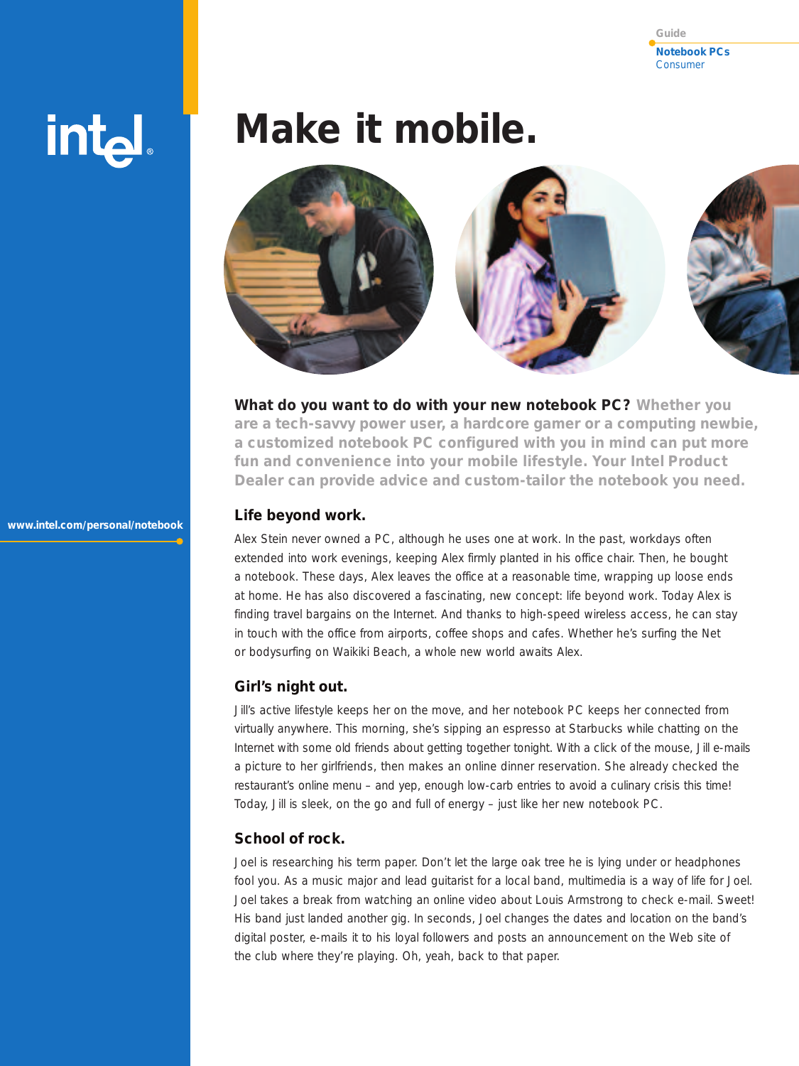Guide

**Notebook PCs**
Consumer

intel

# Make it mobile.

**What do you want to do with your new notebook PC?** **Whether you are a tech-savvy power user, a hardcore gamer or a computing newbie, a customized notebook PC configured with you in mind can put more fun and convenience into your mobile lifestyle. Your Intel Product Dealer can provide advice and custom-tailor the notebook you need.**

**www.intel.com/personal/notebook**

## Life beyond work.

Alex Stein never owned a PC, although he uses one at work. In the past, workdays often extended into work evenings, keeping Alex firmly planted in his office chair. Then, he bought a notebook. These days, Alex leaves the office at a reasonable time, wrapping up loose ends at home. He has also discovered a fascinating, new concept: life beyond work. Today Alex is finding travel bargains on the Internet. And thanks to high-speed wireless access, he can stay in touch with the office from airports, coffee shops and cafes. Whether he's surfing the Net or bodysurfing on Waikiki Beach, a whole new world awaits Alex.

## Girl's night out.

Jill's active lifestyle keeps her on the move, and her notebook PC keeps her connected from virtually anywhere. This morning, she's sipping an espresso at Starbucks while chatting on the Internet with some old friends about getting together tonight. With a click of the mouse, Jill e-mails a picture to her girlfriends, then makes an online dinner reservation. She already checked the restaurant's online menu – and yep, enough low-carb entries to avoid a culinary crisis this time! Today, Jill is sleek, on the go and full of energy – just like her new notebook PC.

## School of rock.

Joel is researching his term paper. Don't let the large oak tree he is lying under or headphones fool you. As a music major and lead guitarist for a local band, multimedia is a way of life for Joel. Joel takes a break from watching an online video about Louis Armstrong to check e-mail. Sweet! His band just landed another gig. In seconds, Joel changes the dates and location on the band's digital poster, e-mails it to his loyal followers and posts an announcement on the Web site of the club where they're playing. Oh, yeah, back to that paper.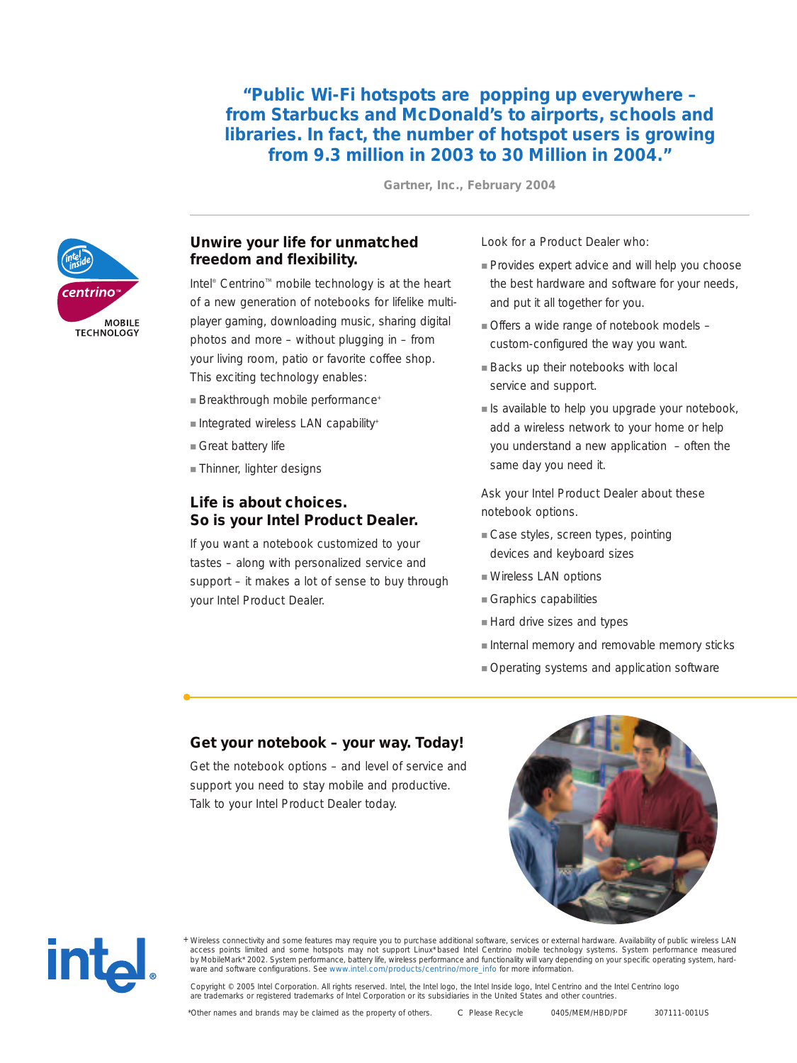**"Public Wi-Fi hotspots are popping up everywhere – from Starbucks and McDonald's to airports, schools and libraries. In fact, the number of hotspot users is growing from 9.3 million in 2003 to 30 Million in 2004."**

Gartner, Inc., February 2004

## Unwire your life for unmatched freedom and flexibility.

Intel® Centrino™ mobile technology is at the heart of a new generation of notebooks for lifelike multi-player gaming, downloading music, sharing digital photos and more – without plugging in – from your living room, patio or favorite coffee shop. This exciting technology enables:

- Breakthrough mobile performance+
- Integrated wireless LAN capability+
- Great battery life
- Thinner, lighter designs

## Life is about choices. So is your Intel Product Dealer.

If you want a notebook customized to your tastes – along with personalized service and support – it makes a lot of sense to buy through your Intel Product Dealer.

Look for a Product Dealer who:

- Provides expert advice and will help you choose the best hardware and software for your needs, and put it all together for you.
- Offers a wide range of notebook models – custom-configured the way you want.
- Backs up their notebooks with local service and support.
- Is available to help you upgrade your notebook, add a wireless network to your home or help you understand a new application – often the same day you need it.

Ask your Intel Product Dealer about these notebook options.

- Case styles, screen types, pointing devices and keyboard sizes
- Wireless LAN options
- Graphics capabilities
- Hard drive sizes and types
- Internal memory and removable memory sticks
- Operating systems and application software

## Get your notebook – your way. Today!

Get the notebook options – and level of service and support you need to stay mobile and productive. Talk to your Intel Product Dealer today.

+ Wireless connectivity and some features may require you to purchase additional software, services or external hardware. Availability of public wireless LAN access points limited and some hotspots may not support Linux*based Intel Centrino mobile technology systems. System performance measured by MobileMark* 2002. System performance, battery life, wireless performance and functionality will vary depending on your specific operating system, hardware and software configurations. See www.intel.com/products/centrino/more_info for more information.

Copyright © 2005 Intel Corporation. All rights reserved. Intel, the Intel logo, the Intel Inside logo, Intel Centrino and the Intel Centrino logo are trademarks or registered trademarks of Intel Corporation or its subsidiaries in the United States and other countries.

*Other names and brands may be claimed as the property of others. Please Recycle 0405/MEM/HBD/PDF 307111-001US